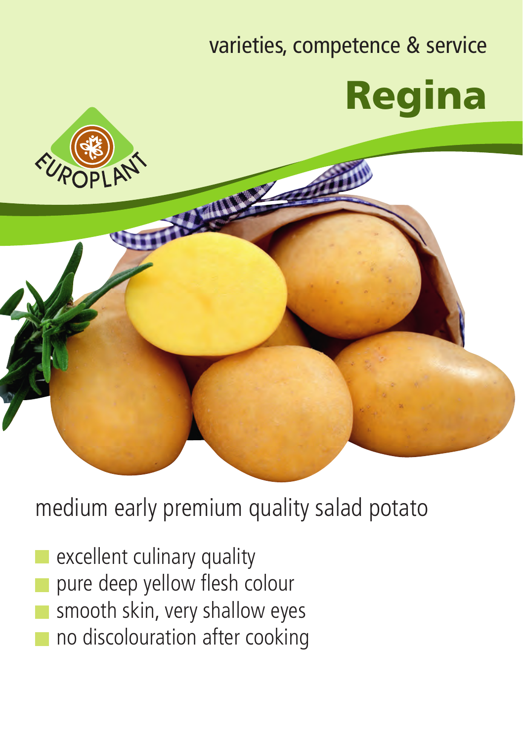varieties, competence & service

# Regina

EUROPLANT

## medium early premium quality salad potato

- excellent culinary quality
- pure deep yellow flesh colour
- smooth skin, very shallow eyes
- no discolouration after cooking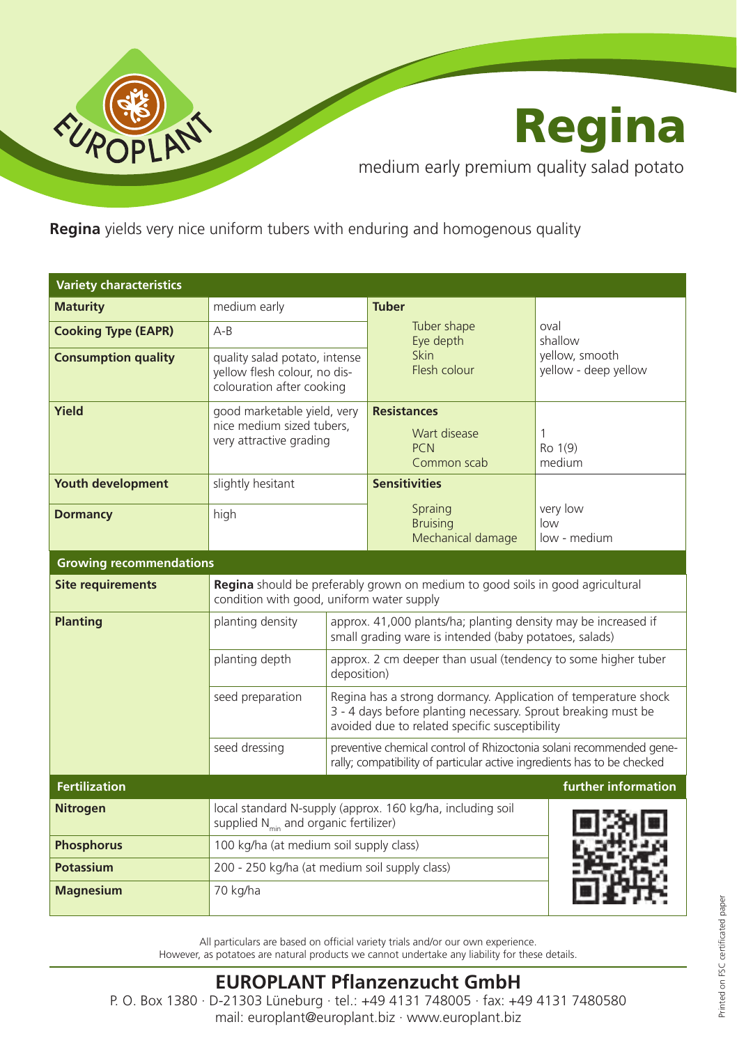# Regina

medium early premium quality salad potato

**Regina** yields very nice uniform tubers with enduring and homogenous quality

| Variety characteristics | | | |
|---|---|---|---|
| **Maturity** | medium early | **Tuber** | |
| **Cooking Type (EAPR)** | A-B | Tuber shape<br>Eye depth<br>Skin<br>Flesh colour | oval<br>shallow<br>yellow, smooth<br>yellow - deep yellow |
| **Consumption quality** | quality salad potato, intense yellow flesh colour, no discolouration after cooking | | |
| **Yield** | good marketable yield, very nice medium sized tubers, very attractive grading | **Resistances**<br>Wart disease<br>PCN<br>Common scab | <br>1<br>Ro 1(9)<br>medium |
| **Youth development** | slightly hesitant | **Sensitivities** | |
| **Dormancy** | high | Spraing<br>Bruising<br>Mechanical damage | very low<br>low<br>low - medium |

| Growing recommendations | | |
|---|---|---|
| **Site requirements** | **Regina** should be preferably grown on medium to good soils in good agricultural condition with good, uniform water supply | |
| **Planting** | planting density | approx. 41,000 plants/ha; planting density may be increased if small grading ware is intended (baby potatoes, salads) |
| | planting depth | approx. 2 cm deeper than usual (tendency to some higher tuber deposition) |
| | seed preparation | Regina has a strong dormancy. Application of temperature shock 3 - 4 days before planting necessary. Sprout breaking must be avoided due to related specific susceptibility |
| | seed dressing | preventive chemical control of Rhizoctonia solani recommended generally; compatibility of particular active ingredients has to be checked |

| Fertilization | | further information |
|---|---|---|
| **Nitrogen** | local standard N-supply (approx. 160 kg/ha, including soil supplied $N_{min}$ and organic fertilizer) | |
| **Phosphorus** | 100 kg/ha (at medium soil supply class) | |
| **Potassium** | 200 - 250 kg/ha (at medium soil supply class) | |
| **Magnesium** | 70 kg/ha | |

All particulars are based on official variety trials and/or our own experience.
However, as potatoes are natural products we cannot undertake any liability for these details.

## EUROPLANT Pflanzenzucht GmbH

P. O. Box 1380 · D-21303 Lüneburg · tel.: +49 4131 748005 · fax: +49 4131 7480580
mail: europlant@europlant.biz · www.europlant.biz

Printed on FSC certificated paper